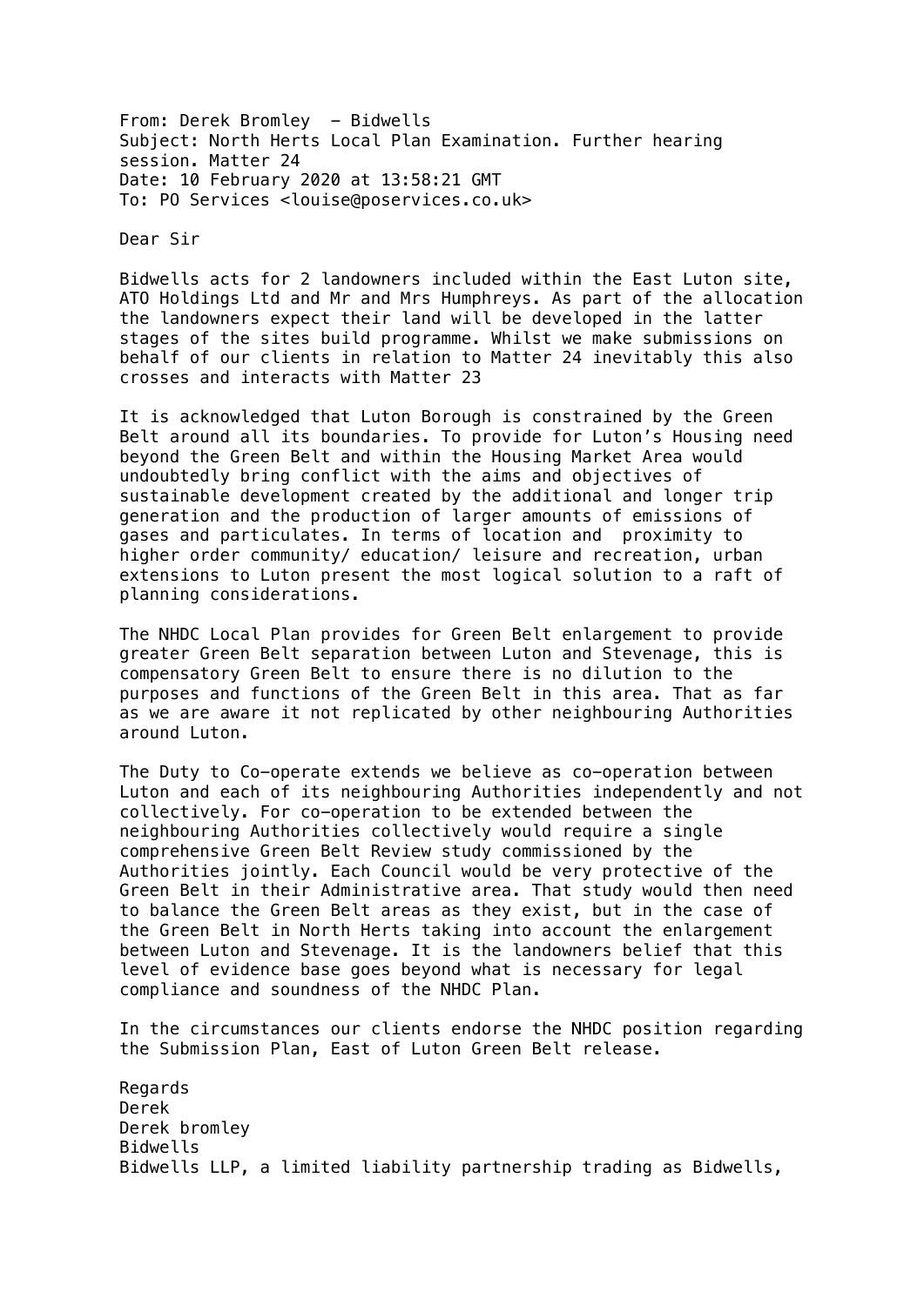From: Derek Bromley - Bidwells
Subject: North Herts Local Plan Examination. Further hearing session. Matter 24
Date: 10 February 2020 at 13:58:21 GMT
To: PO Services <louise@poservices.co.uk>

Dear Sir

Bidwells acts for 2 landowners included within the East Luton site, ATO Holdings Ltd and Mr and Mrs Humphreys. As part of the allocation the landowners expect their land will be developed in the latter stages of the sites build programme. Whilst we make submissions on behalf of our clients in relation to Matter 24 inevitably this also crosses and interacts with Matter 23

It is acknowledged that Luton Borough is constrained by the Green Belt around all its boundaries. To provide for Luton's Housing need beyond the Green Belt and within the Housing Market Area would undoubtedly bring conflict with the aims and objectives of sustainable development created by the additional and longer trip generation and the production of larger amounts of emissions of gases and particulates. In terms of location and proximity to higher order community/ education/ leisure and recreation, urban extensions to Luton present the most logical solution to a raft of planning considerations.

The NHDC Local Plan provides for Green Belt enlargement to provide greater Green Belt separation between Luton and Stevenage, this is compensatory Green Belt to ensure there is no dilution to the purposes and functions of the Green Belt in this area. That as far as we are aware it not replicated by other neighbouring Authorities around Luton.

The Duty to Co-operate extends we believe as co-operation between Luton and each of its neighbouring Authorities independently and not collectively. For co-operation to be extended between the neighbouring Authorities collectively would require a single comprehensive Green Belt Review study commissioned by the Authorities jointly. Each Council would be very protective of the Green Belt in their Administrative area. That study would then need to balance the Green Belt areas as they exist, but in the case of the Green Belt in North Herts taking into account the enlargement between Luton and Stevenage. It is the landowners belief that this level of evidence base goes beyond what is necessary for legal compliance and soundness of the NHDC Plan.

In the circumstances our clients endorse the NHDC position regarding the Submission Plan, East of Luton Green Belt release.

Regards
Derek
Derek bromley
Bidwells
Bidwells LLP, a limited liability partnership trading as Bidwells,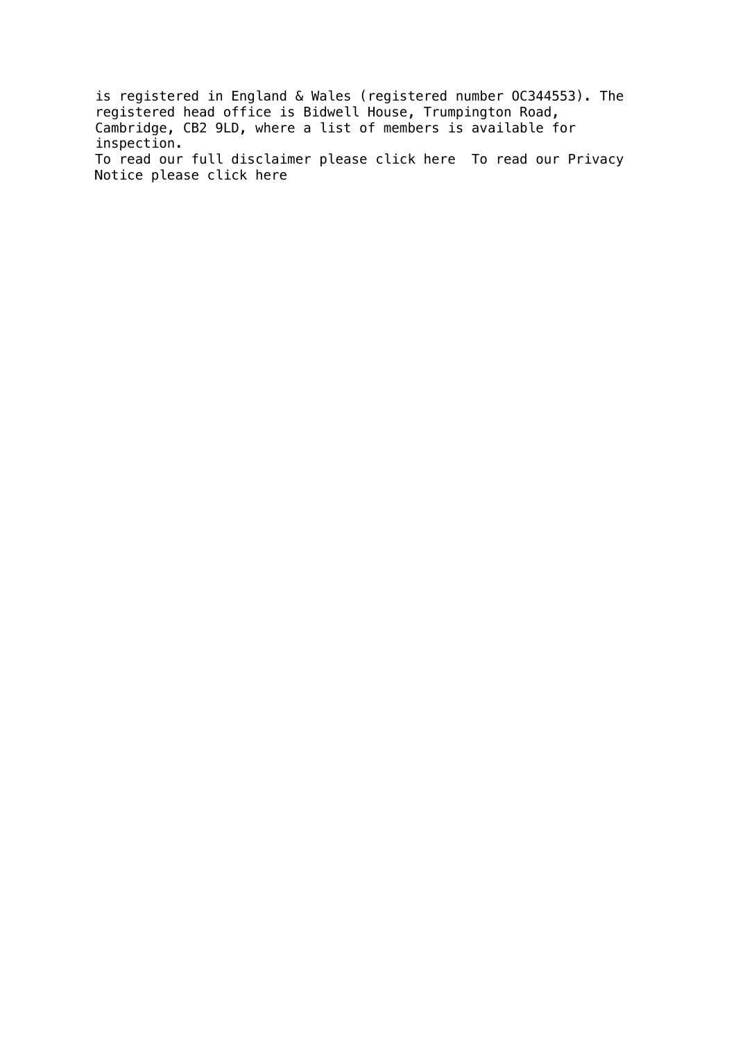is registered in England & Wales (registered number OC344553). The registered head office is Bidwell House, Trumpington Road, Cambridge, CB2 9LD, where a list of members is available for inspection.

To read our full disclaimer please click here  To read our Privacy Notice please click here